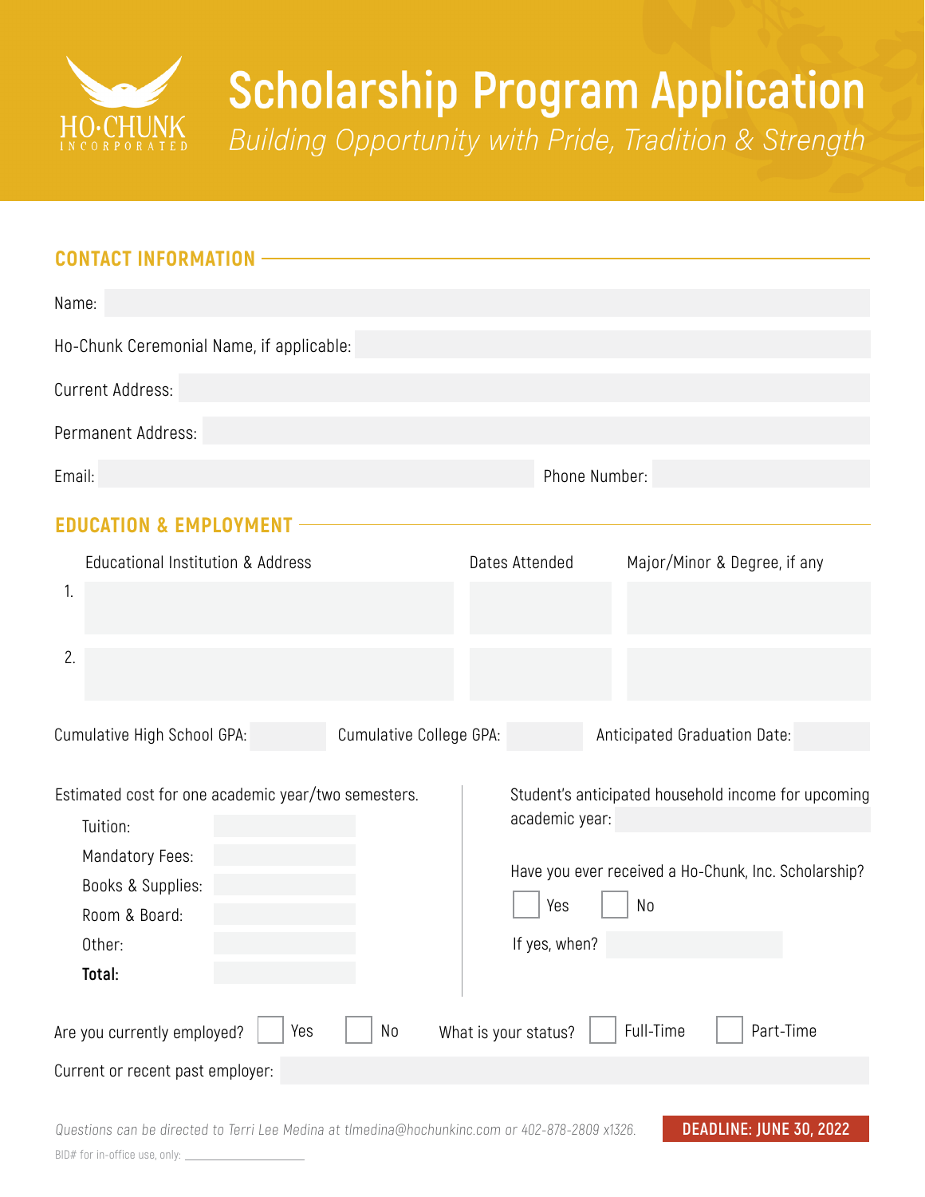HO·CHUNK INCORPORATED

# Scholarship Program Application

*Building Opportunity with Pride, Tradition & Strength*

## CONTACT INFORMATION

Name:

Ho-Chunk Ceremonial Name, if applicable:

Current Address:

Permanent Address:

Email: Phone Number:

## EDUCATION & EMPLOYMENT

| | Educational Institution & Address | Dates Attended | Major/Minor & Degree, if any |
|---|---|---|---|
| 1. | | | |
| 2. | | | |

Cumulative High School GPA: Cumulative College GPA: Anticipated Graduation Date:

Estimated cost for one academic year/two semesters.

Tuition:

Mandatory Fees:

Books & Supplies:

Room & Board:

Other:

**Total:**

Student's anticipated household income for upcoming academic year:

Have you ever received a Ho-Chunk, Inc. Scholarship?

☐ Yes ☐ No

If yes, when?

Are you currently employed? ☐ Yes ☐ No What is your status? ☐ Full-Time ☐ Part-Time

Current or recent past employer:

*Questions can be directed to Terri Lee Medina at tlmedina@hochunkinc.com or 402-878-2809 x1326.*

**DEADLINE: JUNE 30, 2022**

BID# for in-office use, only: ____________________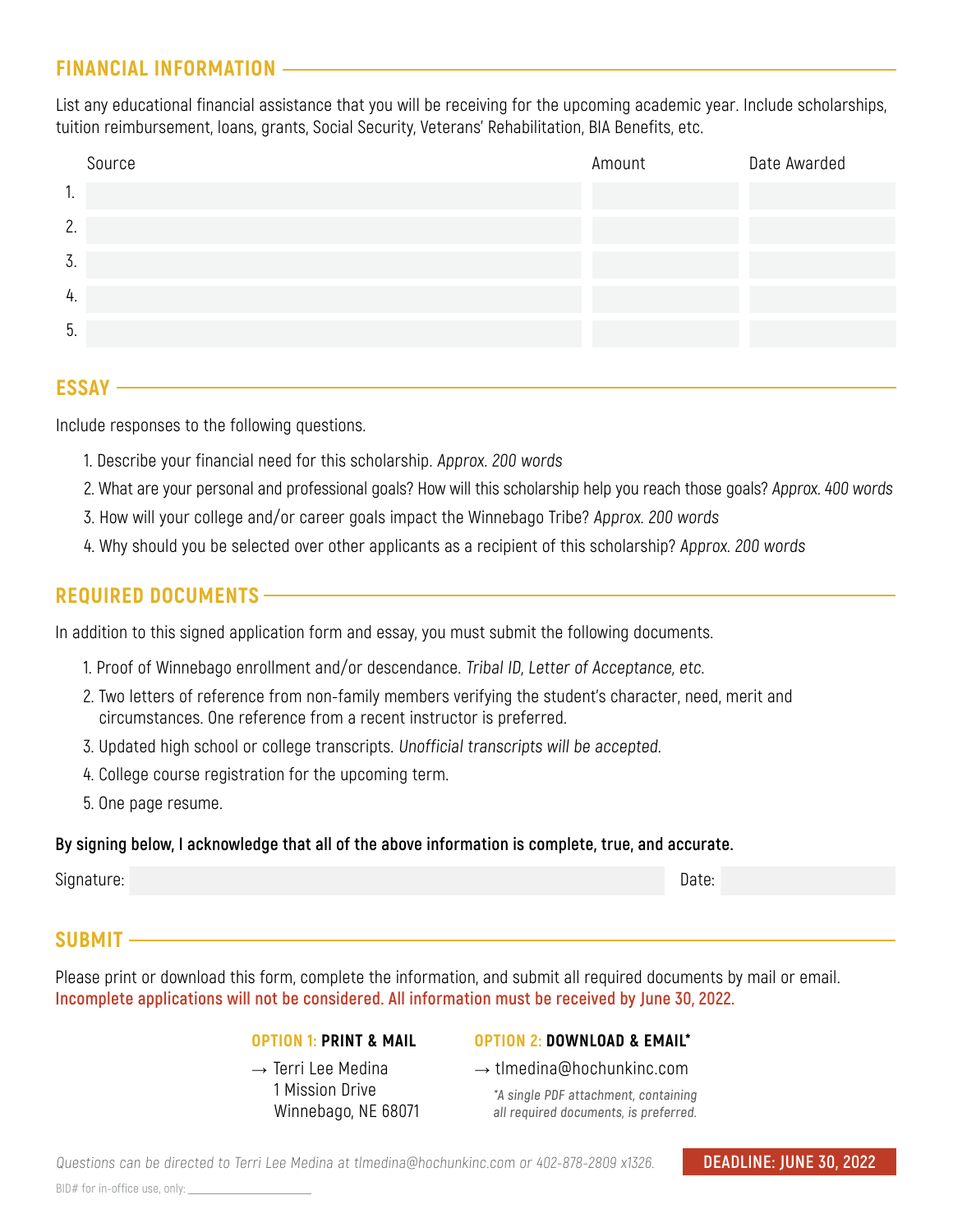## FINANCIAL INFORMATION

List any educational financial assistance that you will be receiving for the upcoming academic year. Include scholarships, tuition reimbursement, loans, grants, Social Security, Veterans' Rehabilitation, BIA Benefits, etc.

| | Source | Amount | Date Awarded |
|---|---|---|---|
| 1. | | | |
| 2. | | | |
| 3. | | | |
| 4. | | | |
| 5. | | | |

## ESSAY

Include responses to the following questions.

1. Describe your financial need for this scholarship. *Approx. 200 words*
2. What are your personal and professional goals? How will this scholarship help you reach those goals? *Approx. 400 words*
3. How will your college and/or career goals impact the Winnebago Tribe? *Approx. 200 words*
4. Why should you be selected over other applicants as a recipient of this scholarship? *Approx. 200 words*

## REQUIRED DOCUMENTS

In addition to this signed application form and essay, you must submit the following documents.

1. Proof of Winnebago enrollment and/or descendance. *Tribal ID, Letter of Acceptance, etc.*
2. Two letters of reference from non-family members verifying the student's character, need, merit and circumstances. One reference from a recent instructor is preferred.
3. Updated high school or college transcripts. *Unofficial transcripts will be accepted.*
4. College course registration for the upcoming term.
5. One page resume.

**By signing below, I acknowledge that all of the above information is complete, true, and accurate.**

Signature: ______________________ Date: __________

## SUBMIT

Please print or download this form, complete the information, and submit all required documents by mail or email.
**Incomplete applications will not be considered. All information must be received by June 30, 2022.**

**OPTION 1: PRINT & MAIL**

→ Terri Lee Medina
1 Mission Drive
Winnebago, NE 68071

**OPTION 2: DOWNLOAD & EMAIL***

→ tlmedina@hochunkinc.com

**A single PDF attachment, containing all required documents, is preferred.*

*Questions can be directed to Terri Lee Medina at tlmedina@hochunkinc.com or 402-878-2809 x1326.*

**DEADLINE: JUNE 30, 2022**

BID# for in-office use, only: __________